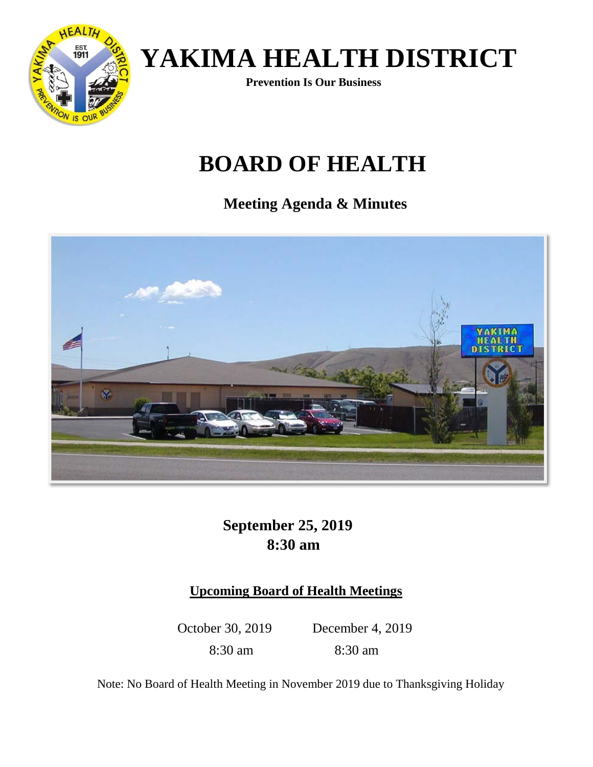# YAKIMA HEALTH DISTRICT

**Prevention Is Our Business**

# BOARD OF HEALTH

## Meeting Agenda & Minutes

**September 25, 2019**
**8:30 am**

**Upcoming Board of Health Meetings**

| October 30, 2019 | December 4, 2019 |
|---|---|
| 8:30 am | 8:30 am |

Note: No Board of Health Meeting in November 2019 due to Thanksgiving Holiday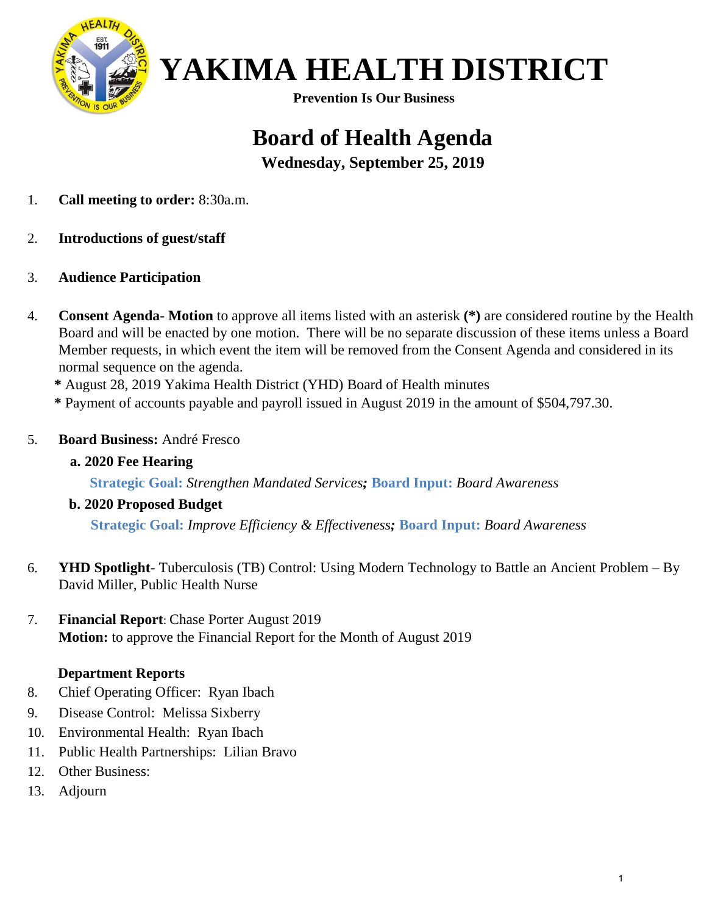# YAKIMA HEALTH DISTRICT

**Prevention Is Our Business**

## Board of Health Agenda

### Wednesday, September 25, 2019

1. **Call meeting to order:** 8:30a.m.
2. **Introductions of guest/staff**
3. **Audience Participation**
4. **Consent Agenda- Motion** to approve all items listed with an asterisk **(*)** are considered routine by the Health Board and will be enacted by one motion. There will be no separate discussion of these items unless a Board Member requests, in which event the item will be removed from the Consent Agenda and considered in its normal sequence on the agenda.
   **\*** August 28, 2019 Yakima Health District (YHD) Board of Health minutes
   **\*** Payment of accounts payable and payroll issued in August 2019 in the amount of $504,797.30.
5. **Board Business:** André Fresco
   - **a. 2020 Fee Hearing**
     **Strategic Goal:** *Strengthen Mandated Services*; **Board Input:** *Board Awareness*
   - **b. 2020 Proposed Budget**
     **Strategic Goal:** *Improve Efficiency & Effectiveness*; **Board Input:** *Board Awareness*
6. **YHD Spotlight**- Tuberculosis (TB) Control: Using Modern Technology to Battle an Ancient Problem – By David Miller, Public Health Nurse
7. **Financial Report**: Chase Porter August 2019
   **Motion:** to approve the Financial Report for the Month of August 2019

**Department Reports**

8. Chief Operating Officer: Ryan Ibach
9. Disease Control: Melissa Sixberry
10. Environmental Health: Ryan Ibach
11. Public Health Partnerships: Lilian Bravo
12. Other Business:
13. Adjourn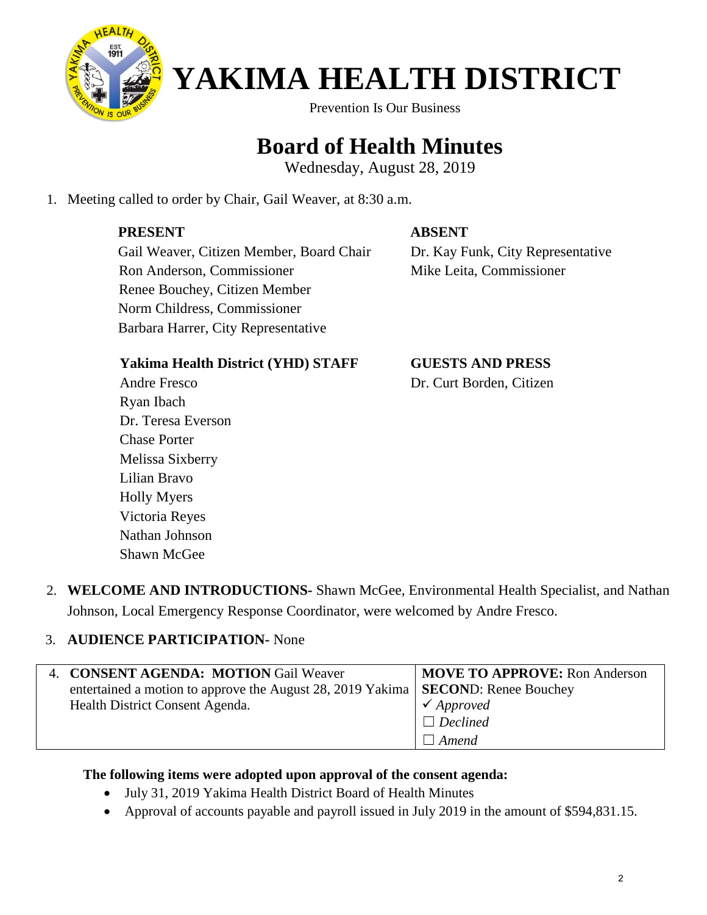# YAKIMA HEALTH DISTRICT

Prevention Is Our Business

## Board of Health Minutes

Wednesday, August 28, 2019

1. Meeting called to order by Chair, Gail Weaver, at 8:30 a.m.

**PRESENT**
Gail Weaver, Citizen Member, Board Chair
Ron Anderson, Commissioner
Renee Bouchey, Citizen Member
Norm Childress, Commissioner
Barbara Harrer, City Representative

**ABSENT**
Dr. Kay Funk, City Representative
Mike Leita, Commissioner

**Yakima Health District (YHD) STAFF**
Andre Fresco
Ryan Ibach
Dr. Teresa Everson
Chase Porter
Melissa Sixberry
Lilian Bravo
Holly Myers
Victoria Reyes
Nathan Johnson
Shawn McGee

**GUESTS AND PRESS**
Dr. Curt Borden, Citizen

2. **WELCOME AND INTRODUCTIONS-** Shawn McGee, Environmental Health Specialist, and Nathan Johnson, Local Emergency Response Coordinator, were welcomed by Andre Fresco.

3. **AUDIENCE PARTICIPATION-** None

| 4. **CONSENT AGENDA: MOTION** Gail Weaver entertained a motion to approve the August 28, 2019 Yakima Health District Consent Agenda. | **MOVE TO APPROVE:** Ron Anderson<br>**SECOND**: Renee Bouchey<br>✓ *Approved*<br>☐ *Declined*<br>☐ *Amend* |
|---|---|

**The following items were adopted upon approval of the consent agenda:**

- July 31, 2019 Yakima Health District Board of Health Minutes
- Approval of accounts payable and payroll issued in July 2019 in the amount of $594,831.15.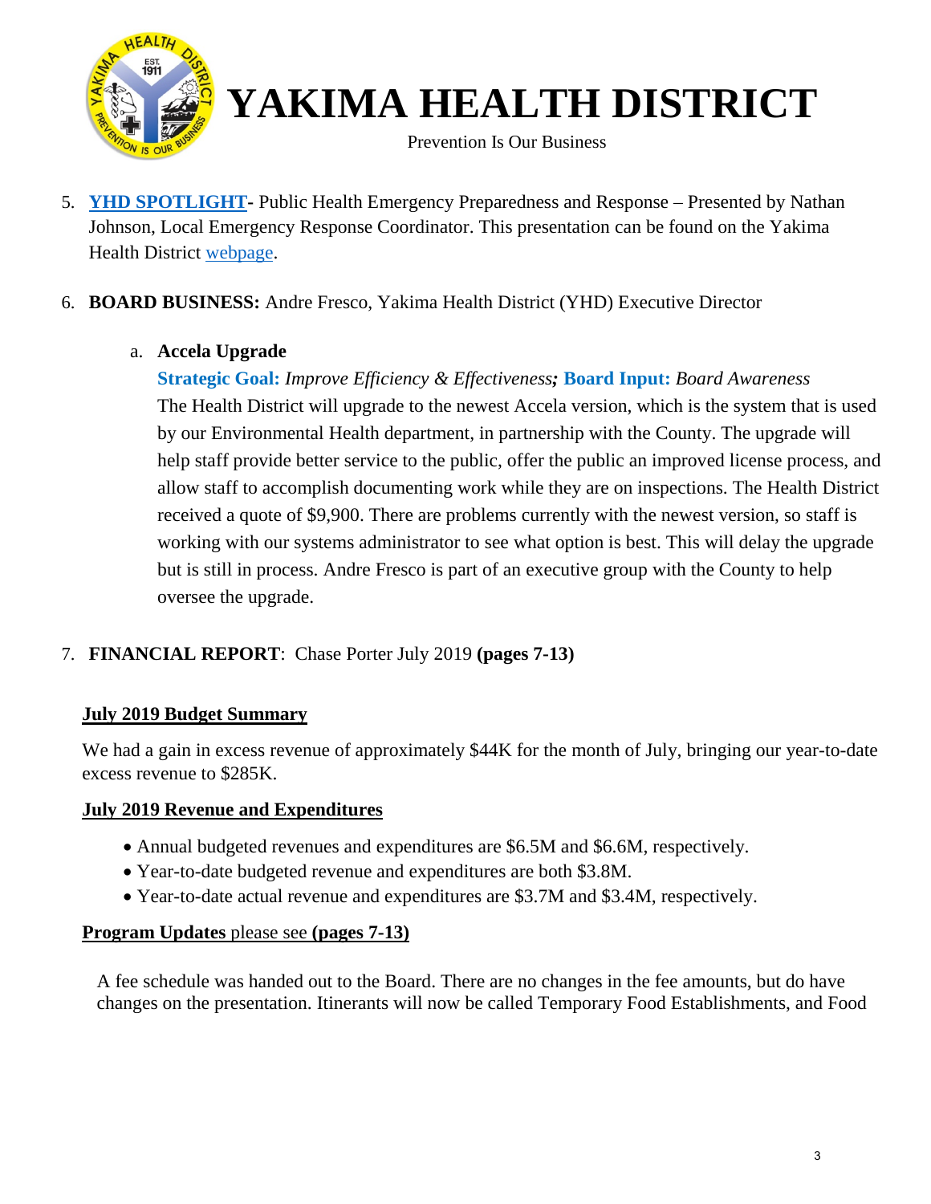5. **YHD SPOTLIGHT-** Public Health Emergency Preparedness and Response – Presented by Nathan Johnson, Local Emergency Response Coordinator. This presentation can be found on the Yakima Health District webpage.

6. **BOARD BUSINESS:** Andre Fresco, Yakima Health District (YHD) Executive Director

   a. **Accela Upgrade**

      **Strategic Goal:** *Improve Efficiency & Effectiveness*; **Board Input:** *Board Awareness*
      The Health District will upgrade to the newest Accela version, which is the system that is used by our Environmental Health department, in partnership with the County. The upgrade will help staff provide better service to the public, offer the public an improved license process, and allow staff to accomplish documenting work while they are on inspections. The Health District received a quote of $9,900. There are problems currently with the newest version, so staff is working with our systems administrator to see what option is best. This will delay the upgrade but is still in process. Andre Fresco is part of an executive group with the County to help oversee the upgrade.

7. **FINANCIAL REPORT**: Chase Porter July 2019 **(pages 7-13)**

**July 2019 Budget Summary**

We had a gain in excess revenue of approximately $44K for the month of July, bringing our year-to-date excess revenue to $285K.

**July 2019 Revenue and Expenditures**

- Annual budgeted revenues and expenditures are $6.5M and $6.6M, respectively.
- Year-to-date budgeted revenue and expenditures are both $3.8M.
- Year-to-date actual revenue and expenditures are $3.7M and $3.4M, respectively.

**Program Updates** please see **(pages 7-13)**

A fee schedule was handed out to the Board. There are no changes in the fee amounts, but do have changes on the presentation. Itinerants will now be called Temporary Food Establishments, and Food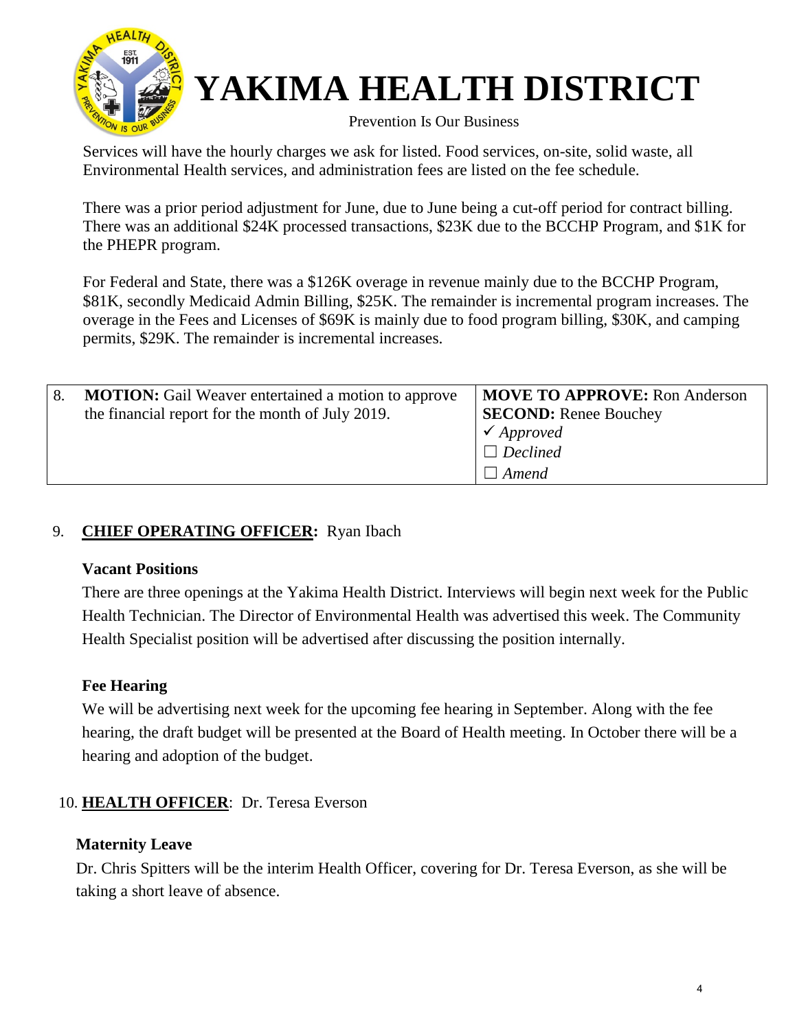Services will have the hourly charges we ask for listed. Food services, on-site, solid waste, all Environmental Health services, and administration fees are listed on the fee schedule.

There was a prior period adjustment for June, due to June being a cut-off period for contract billing. There was an additional $24K processed transactions, $23K due to the BCCHP Program, and $1K for the PHEPR program.

For Federal and State, there was a $126K overage in revenue mainly due to the BCCHP Program, $81K, secondly Medicaid Admin Billing, $25K. The remainder is incremental program increases. The overage in the Fees and Licenses of $69K is mainly due to food program billing, $30K, and camping permits, $29K. The remainder is incremental increases.

| | | |
|---|---|---|
| 8. | **MOTION:** Gail Weaver entertained a motion to approve the financial report for the month of July 2019. | **MOVE TO APPROVE:** Ron Anderson<br>**SECOND:** Renee Bouchey<br>✓ *Approved*<br>☐ *Declined*<br>☐ *Amend* |

9. **CHIEF OPERATING OFFICER:** Ryan Ibach

**Vacant Positions**

There are three openings at the Yakima Health District. Interviews will begin next week for the Public Health Technician. The Director of Environmental Health was advertised this week. The Community Health Specialist position will be advertised after discussing the position internally.

**Fee Hearing**

We will be advertising next week for the upcoming fee hearing in September. Along with the fee hearing, the draft budget will be presented at the Board of Health meeting. In October there will be a hearing and adoption of the budget.

10. **HEALTH OFFICER**: Dr. Teresa Everson

**Maternity Leave**

Dr. Chris Spitters will be the interim Health Officer, covering for Dr. Teresa Everson, as she will be taking a short leave of absence.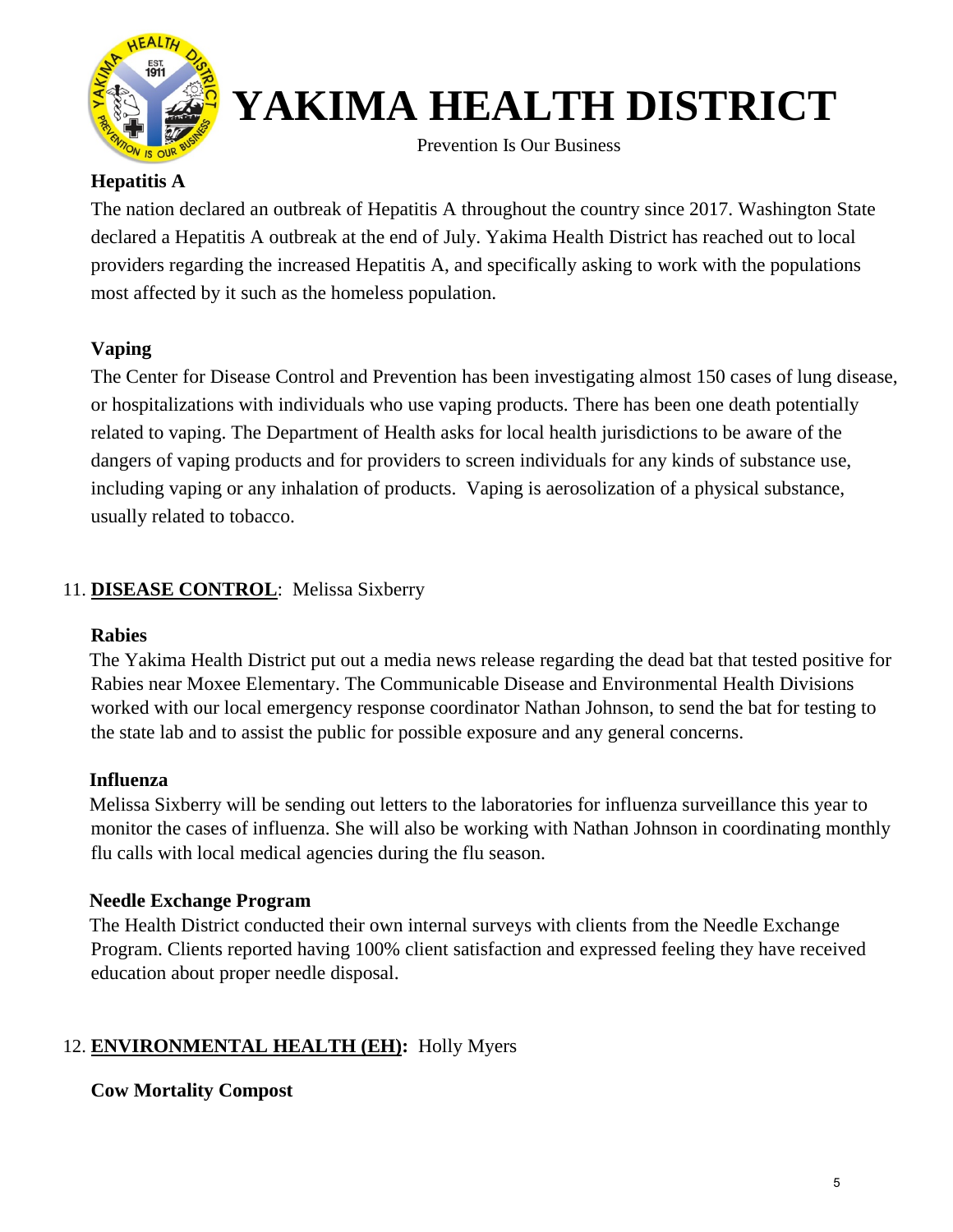**Hepatitis A**

The nation declared an outbreak of Hepatitis A throughout the country since 2017. Washington State declared a Hepatitis A outbreak at the end of July. Yakima Health District has reached out to local providers regarding the increased Hepatitis A, and specifically asking to work with the populations most affected by it such as the homeless population.

**Vaping**

The Center for Disease Control and Prevention has been investigating almost 150 cases of lung disease, or hospitalizations with individuals who use vaping products. There has been one death potentially related to vaping. The Department of Health asks for local health jurisdictions to be aware of the dangers of vaping products and for providers to screen individuals for any kinds of substance use, including vaping or any inhalation of products. Vaping is aerosolization of a physical substance, usually related to tobacco.

11. **DISEASE CONTROL**: Melissa Sixberry

**Rabies**

The Yakima Health District put out a media news release regarding the dead bat that tested positive for Rabies near Moxee Elementary. The Communicable Disease and Environmental Health Divisions worked with our local emergency response coordinator Nathan Johnson, to send the bat for testing to the state lab and to assist the public for possible exposure and any general concerns.

**Influenza**

Melissa Sixberry will be sending out letters to the laboratories for influenza surveillance this year to monitor the cases of influenza. She will also be working with Nathan Johnson in coordinating monthly flu calls with local medical agencies during the flu season.

**Needle Exchange Program**

The Health District conducted their own internal surveys with clients from the Needle Exchange Program. Clients reported having 100% client satisfaction and expressed feeling they have received education about proper needle disposal.

12. **ENVIRONMENTAL HEALTH (EH):** Holly Myers

**Cow Mortality Compost**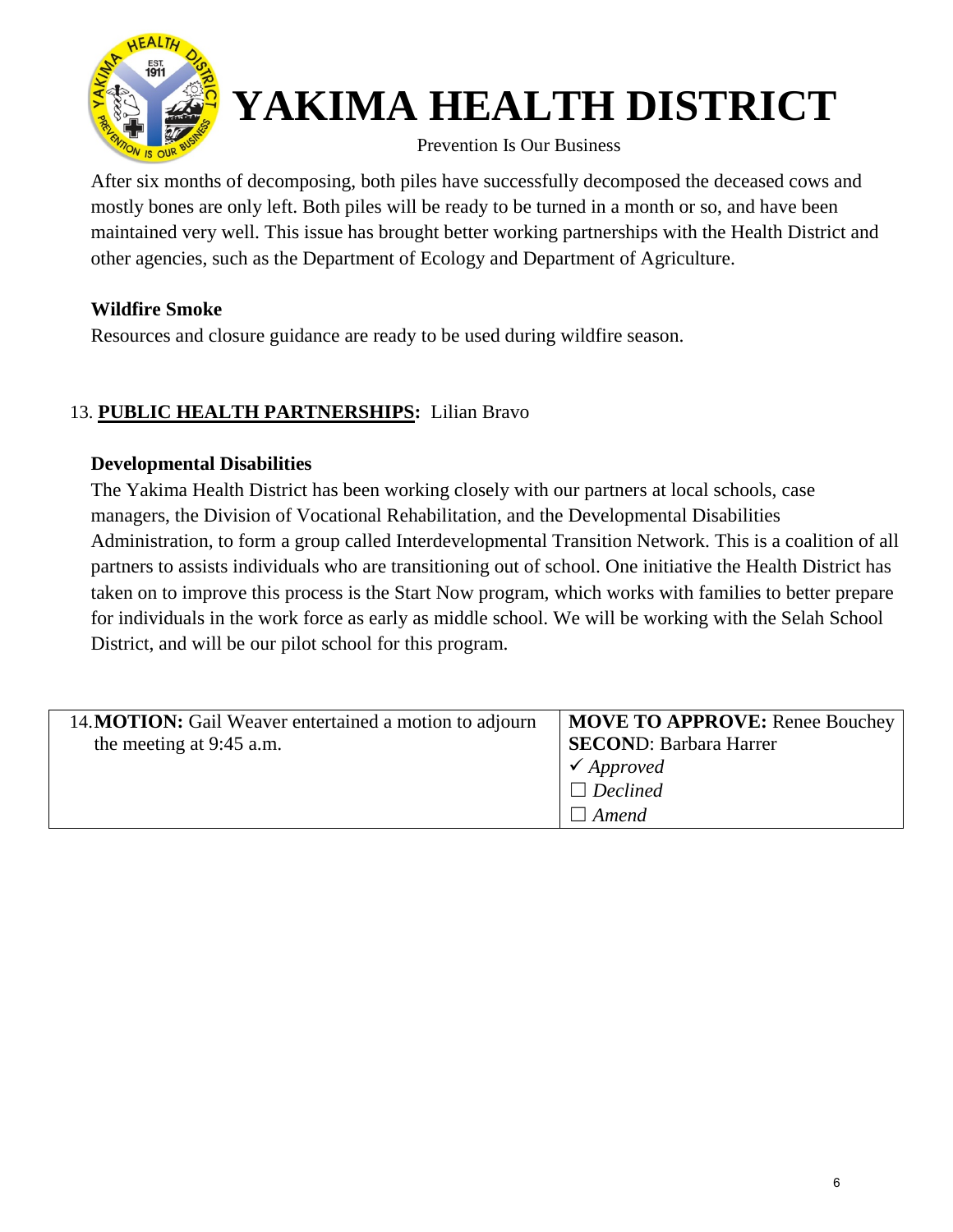After six months of decomposing, both piles have successfully decomposed the deceased cows and mostly bones are only left. Both piles will be ready to be turned in a month or so, and have been maintained very well. This issue has brought better working partnerships with the Health District and other agencies, such as the Department of Ecology and Department of Agriculture.

**Wildfire Smoke**

Resources and closure guidance are ready to be used during wildfire season.

13. **PUBLIC HEALTH PARTNERSHIPS:** Lilian Bravo

**Developmental Disabilities**

The Yakima Health District has been working closely with our partners at local schools, case managers, the Division of Vocational Rehabilitation, and the Developmental Disabilities Administration, to form a group called Interdevelopmental Transition Network. This is a coalition of all partners to assists individuals who are transitioning out of school. One initiative the Health District has taken on to improve this process is the Start Now program, which works with families to better prepare for individuals in the work force as early as middle school. We will be working with the Selah School District, and will be our pilot school for this program.

| 14. **MOTION:** Gail Weaver entertained a motion to adjourn the meeting at 9:45 a.m. | **MOVE TO APPROVE:** Renee Bouchey<br>**SECOND**: Barbara Harrer<br>✓ *Approved*<br>☐ *Declined*<br>☐ *Amend* |
|---|---|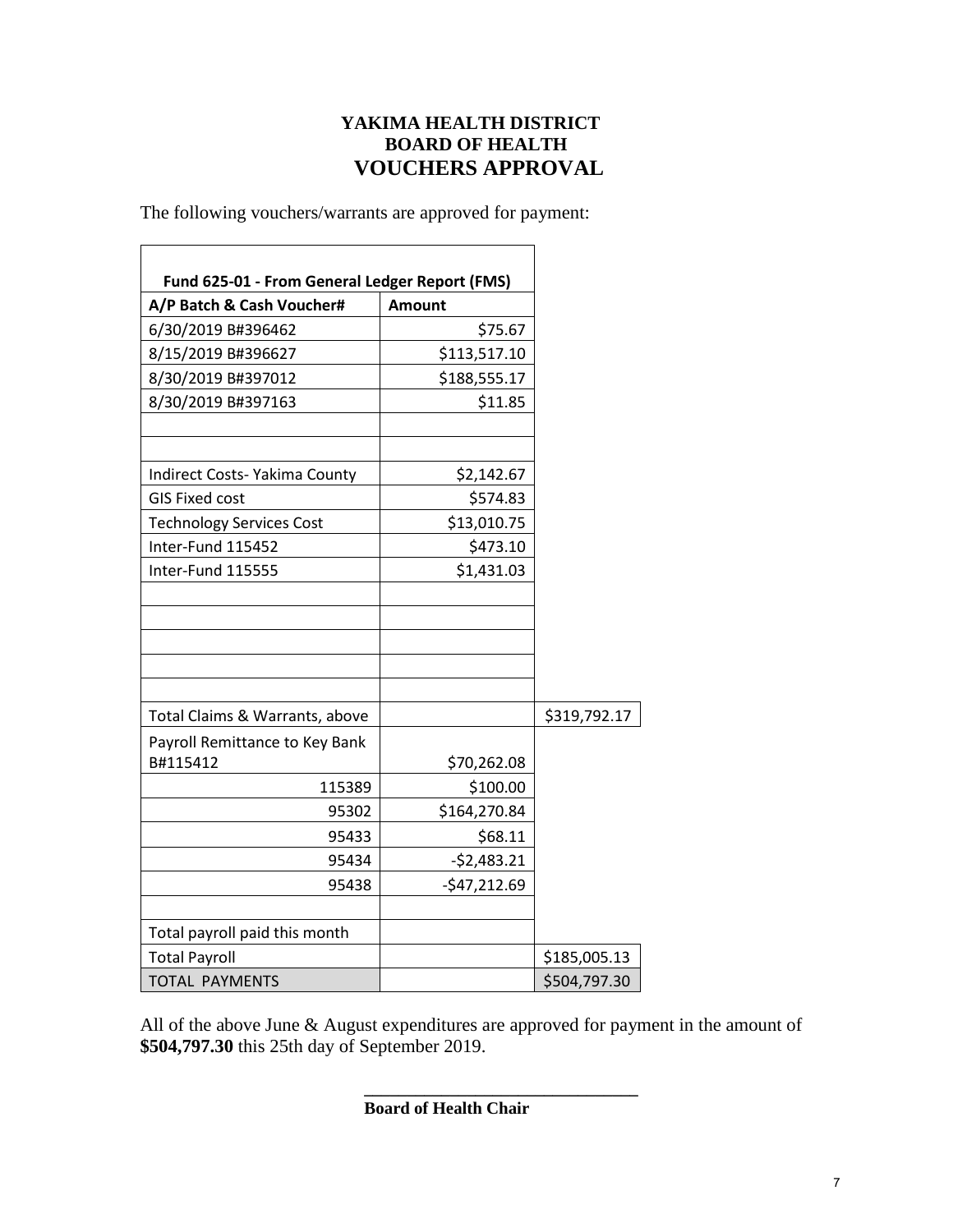# YAKIMA HEALTH DISTRICT
## BOARD OF HEALTH
## VOUCHERS APPROVAL

The following vouchers/warrants are approved for payment:

| Fund 625-01 - From General Ledger Report (FMS) | | |
|---|---|---|
| **A/P Batch & Cash Voucher#** | **Amount** | |
| 6/30/2019 B#396462 | $75.67 | |
| 8/15/2019 B#396627 | $113,517.10 | |
| 8/30/2019 B#397012 | $188,555.17 | |
| 8/30/2019 B#397163 | $11.85 | |
| | | |
| | | |
| Indirect Costs- Yakima County | $2,142.67 | |
| GIS Fixed cost | $574.83 | |
| Technology Services Cost | $13,010.75 | |
| Inter-Fund 115452 | $473.10 | |
| Inter-Fund 115555 | $1,431.03 | |
| | | |
| | | |
| | | |
| | | |
| | | |
| Total Claims & Warrants, above | | $319,792.17 |
| Payroll Remittance to Key Bank B#115412 | $70,262.08 | |
| 115389 | $100.00 | |
| 95302 | $164,270.84 | |
| 95433 | $68.11 | |
| 95434 | -$2,483.21 | |
| 95438 | -$47,212.69 | |
| | | |
| Total payroll paid this month | | |
| Total Payroll | | $185,005.13 |
| TOTAL PAYMENTS | | $504,797.30 |

All of the above June & August expenditures are approved for payment in the amount of **$504,797.30** this 25th day of September 2019.

\_\_\_\_\_\_\_\_\_\_\_\_\_\_\_\_\_\_\_\_\_\_\_\_\_\_\_\_\_\_\_\_

**Board of Health Chair**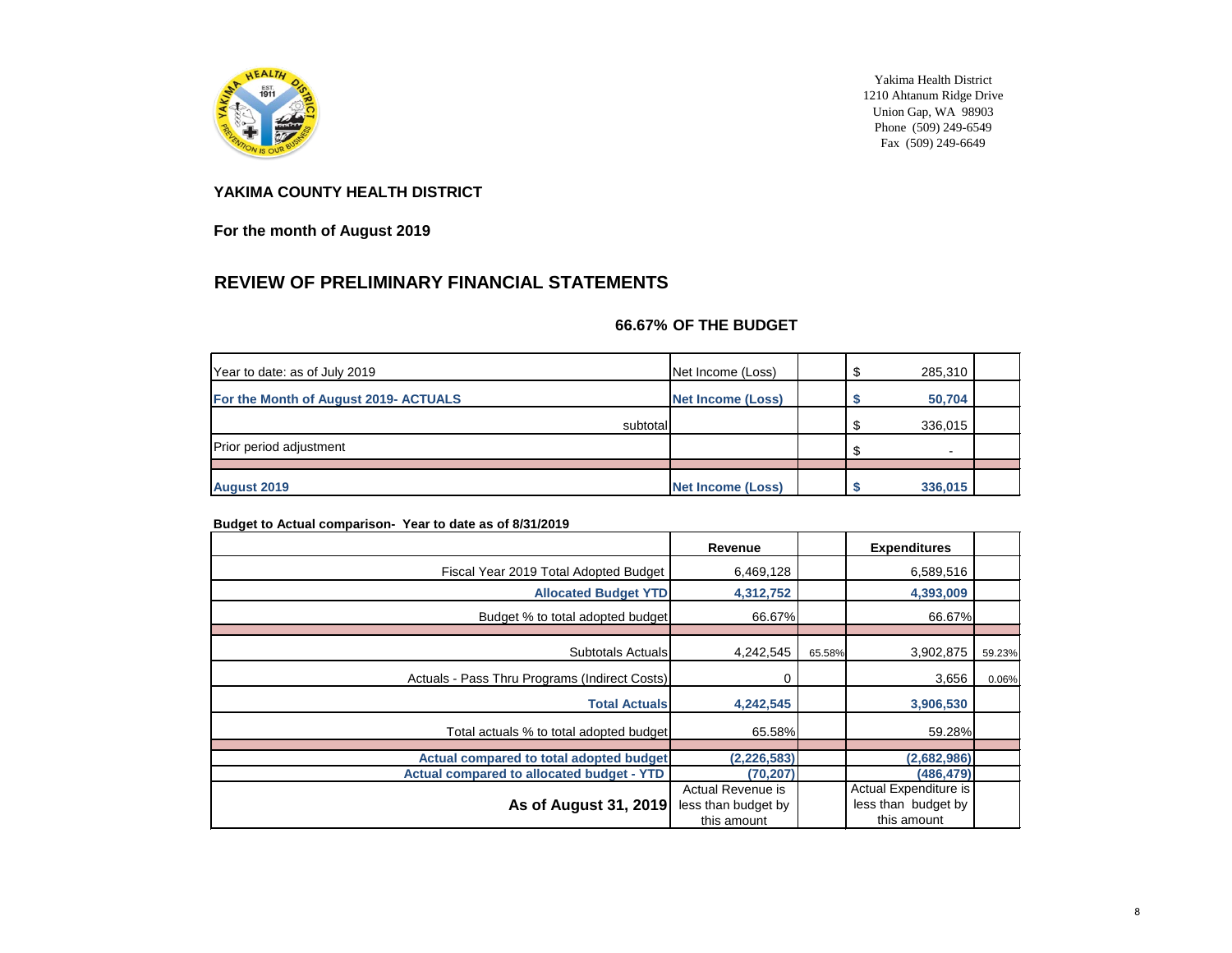Yakima Health District
1210 Ahtanum Ridge Drive
Union Gap, WA 98903
Phone (509) 249-6549
Fax (509) 249-6649

**YAKIMA COUNTY HEALTH DISTRICT**

**For the month of August 2019**

## REVIEW OF PRELIMINARY FINANCIAL STATEMENTS

**66.67% OF THE BUDGET**

| | | | | |
|---|---|---|---|---|
| Year to date: as of July 2019 | Net Income (Loss) | | $ 285,310 | |
| **For the Month of August 2019- ACTUALS** | **Net Income (Loss)** | | **$ 50,704** | |
| subtotal | | | $ 336,015 | |
| Prior period adjustment | | | $ - | |
| | | | | |
| **August 2019** | **Net Income (Loss)** | | **$ 336,015** | |

**Budget to Actual comparison- Year to date as of 8/31/2019**

| | Revenue | | Expenditures | |
|---|---|---|---|---|
| Fiscal Year 2019 Total Adopted Budget | 6,469,128 | | 6,589,516 | |
| **Allocated Budget YTD** | **4,312,752** | | **4,393,009** | |
| Budget % to total adopted budget | 66.67% | | 66.67% | |
| | | | | |
| Subtotals Actuals | 4,242,545 | 65.58% | 3,902,875 | 59.23% |
| Actuals - Pass Thru Programs (Indirect Costs) | 0 | | 3,656 | 0.06% |
| **Total Actuals** | **4,242,545** | | **3,906,530** | |
| Total actuals % to total adopted budget | 65.58% | | 59.28% | |
| | | | | |
| **Actual compared to total adopted budget** | **(2,226,583)** | | **(2,682,986)** | |
| **Actual compared to allocated budget - YTD** | **(70,207)** | | **(486,479)** | |
| **As of August 31, 2019** | Actual Revenue is less than budget by this amount | | Actual Expenditure is less than budget by this amount | |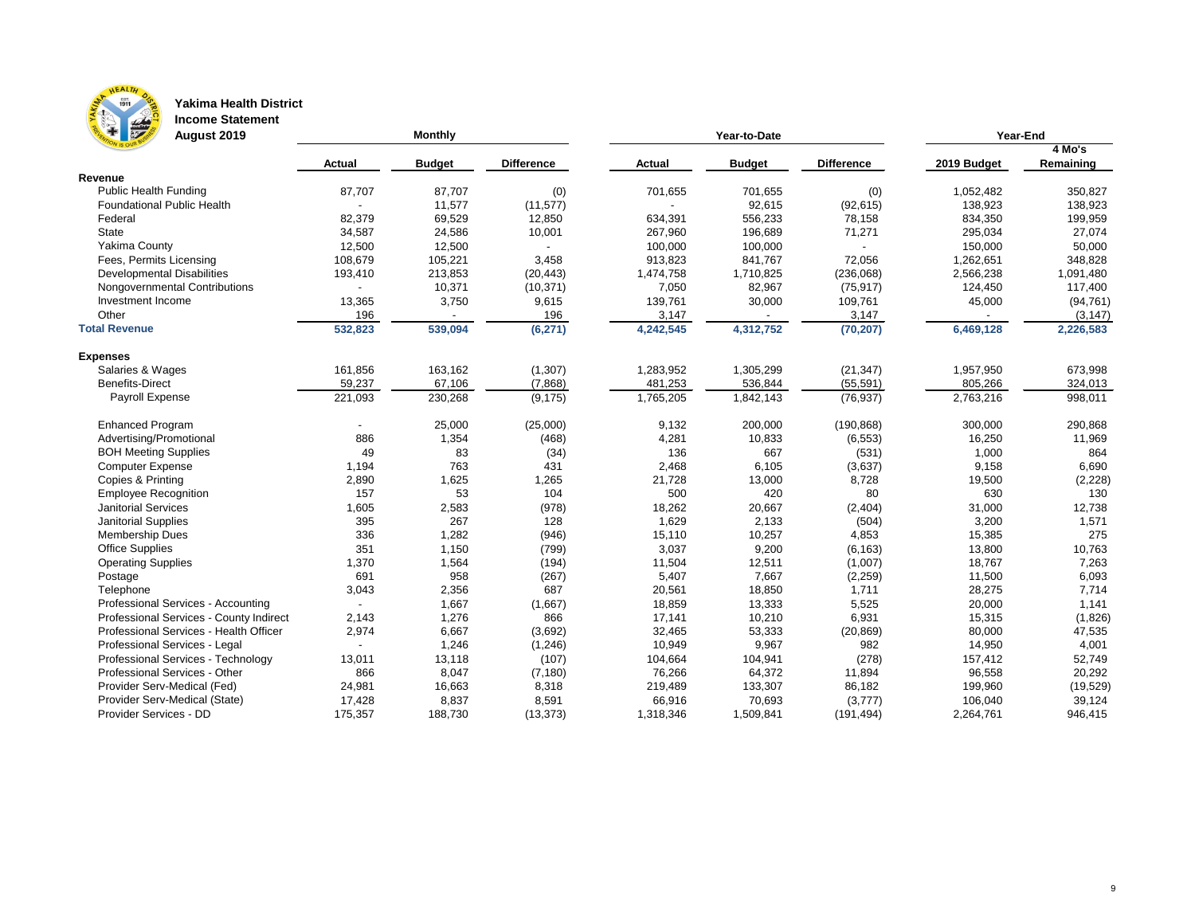# Yakima Health District
## Income Statement
### August 2019

| | Monthly | | | Year-to-Date | | | Year-End | |
|---|---|---|---|---|---|---|---|---|
| | Actual | Budget | Difference | Actual | Budget | Difference | 2019 Budget | 4 Mo's Remaining |
| **Revenue** | | | | | | | | |
| Public Health Funding | 87,707 | 87,707 | (0) | 701,655 | 701,655 | (0) | 1,052,482 | 350,827 |
| Foundational Public Health | - | 11,577 | (11,577) | - | 92,615 | (92,615) | 138,923 | 138,923 |
| Federal | 82,379 | 69,529 | 12,850 | 634,391 | 556,233 | 78,158 | 834,350 | 199,959 |
| State | 34,587 | 24,586 | 10,001 | 267,960 | 196,689 | 71,271 | 295,034 | 27,074 |
| Yakima County | 12,500 | 12,500 | - | 100,000 | 100,000 | - | 150,000 | 50,000 |
| Fees, Permits Licensing | 108,679 | 105,221 | 3,458 | 913,823 | 841,767 | 72,056 | 1,262,651 | 348,828 |
| Developmental Disabilities | 193,410 | 213,853 | (20,443) | 1,474,758 | 1,710,825 | (236,068) | 2,566,238 | 1,091,480 |
| Nongovernmental Contributions | - | 10,371 | (10,371) | 7,050 | 82,967 | (75,917) | 124,450 | 117,400 |
| Investment Income | 13,365 | 3,750 | 9,615 | 139,761 | 30,000 | 109,761 | 45,000 | (94,761) |
| Other | 196 | - | 196 | 3,147 | - | 3,147 | - | (3,147) |
| **Total Revenue** | **532,823** | **539,094** | **(6,271)** | **4,242,545** | **4,312,752** | **(70,207)** | **6,469,128** | **2,226,583** |
| **Expenses** | | | | | | | | |
| Salaries & Wages | 161,856 | 163,162 | (1,307) | 1,283,952 | 1,305,299 | (21,347) | 1,957,950 | 673,998 |
| Benefits-Direct | 59,237 | 67,106 | (7,868) | 481,253 | 536,844 | (55,591) | 805,266 | 324,013 |
| Payroll Expense | 221,093 | 230,268 | (9,175) | 1,765,205 | 1,842,143 | (76,937) | 2,763,216 | 998,011 |
| Enhanced Program | - | 25,000 | (25,000) | 9,132 | 200,000 | (190,868) | 300,000 | 290,868 |
| Advertising/Promotional | 886 | 1,354 | (468) | 4,281 | 10,833 | (6,553) | 16,250 | 11,969 |
| BOH Meeting Supplies | 49 | 83 | (34) | 136 | 667 | (531) | 1,000 | 864 |
| Computer Expense | 1,194 | 763 | 431 | 2,468 | 6,105 | (3,637) | 9,158 | 6,690 |
| Copies & Printing | 2,890 | 1,625 | 1,265 | 21,728 | 13,000 | 8,728 | 19,500 | (2,228) |
| Employee Recognition | 157 | 53 | 104 | 500 | 420 | 80 | 630 | 130 |
| Janitorial Services | 1,605 | 2,583 | (978) | 18,262 | 20,667 | (2,404) | 31,000 | 12,738 |
| Janitorial Supplies | 395 | 267 | 128 | 1,629 | 2,133 | (504) | 3,200 | 1,571 |
| Membership Dues | 336 | 1,282 | (946) | 15,110 | 10,257 | 4,853 | 15,385 | 275 |
| Office Supplies | 351 | 1,150 | (799) | 3,037 | 9,200 | (6,163) | 13,800 | 10,763 |
| Operating Supplies | 1,370 | 1,564 | (194) | 11,504 | 12,511 | (1,007) | 18,767 | 7,263 |
| Postage | 691 | 958 | (267) | 5,407 | 7,667 | (2,259) | 11,500 | 6,093 |
| Telephone | 3,043 | 2,356 | 687 | 20,561 | 18,850 | 1,711 | 28,275 | 7,714 |
| Professional Services - Accounting | - | 1,667 | (1,667) | 18,859 | 13,333 | 5,525 | 20,000 | 1,141 |
| Professional Services - County Indirect | 2,143 | 1,276 | 866 | 17,141 | 10,210 | 6,931 | 15,315 | (1,826) |
| Professional Services - Health Officer | 2,974 | 6,667 | (3,692) | 32,465 | 53,333 | (20,869) | 80,000 | 47,535 |
| Professional Services - Legal | - | 1,246 | (1,246) | 10,949 | 9,967 | 982 | 14,950 | 4,001 |
| Professional Services - Technology | 13,011 | 13,118 | (107) | 104,664 | 104,941 | (278) | 157,412 | 52,749 |
| Professional Services - Other | 866 | 8,047 | (7,180) | 76,266 | 64,372 | 11,894 | 96,558 | 20,292 |
| Provider Serv-Medical (Fed) | 24,981 | 16,663 | 8,318 | 219,489 | 133,307 | 86,182 | 199,960 | (19,529) |
| Provider Serv-Medical (State) | 17,428 | 8,837 | 8,591 | 66,916 | 70,693 | (3,777) | 106,040 | 39,124 |
| Provider Services - DD | 175,357 | 188,730 | (13,373) | 1,318,346 | 1,509,841 | (191,494) | 2,264,761 | 946,415 |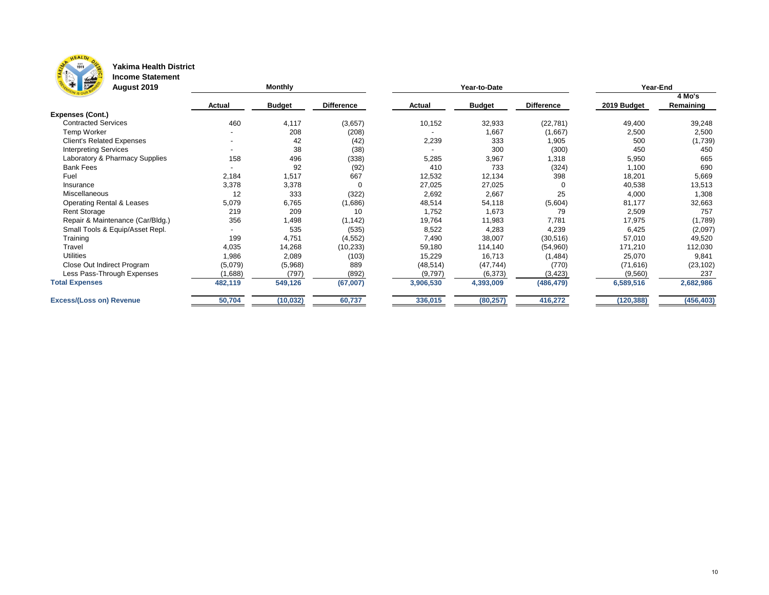**Yakima Health District**
**Income Statement**
**August 2019**

| | Monthly | | | Year-to-Date | | | Year-End | |
|---|---|---|---|---|---|---|---|---|
| | **Actual** | **Budget** | **Difference** | **Actual** | **Budget** | **Difference** | **2019 Budget** | **4 Mo's Remaining** |
| **Expenses (Cont.)** | | | | | | | | |
| Contracted Services | 460 | 4,117 | (3,657) | 10,152 | 32,933 | (22,781) | 49,400 | 39,248 |
| Temp Worker | - | 208 | (208) | - | 1,667 | (1,667) | 2,500 | 2,500 |
| Client's Related Expenses | - | 42 | (42) | 2,239 | 333 | 1,905 | 500 | (1,739) |
| Interpreting Services | - | 38 | (38) | - | 300 | (300) | 450 | 450 |
| Laboratory & Pharmacy Supplies | 158 | 496 | (338) | 5,285 | 3,967 | 1,318 | 5,950 | 665 |
| Bank Fees | - | 92 | (92) | 410 | 733 | (324) | 1,100 | 690 |
| Fuel | 2,184 | 1,517 | 667 | 12,532 | 12,134 | 398 | 18,201 | 5,669 |
| Insurance | 3,378 | 3,378 | 0 | 27,025 | 27,025 | 0 | 40,538 | 13,513 |
| Miscellaneous | 12 | 333 | (322) | 2,692 | 2,667 | 25 | 4,000 | 1,308 |
| Operating Rental & Leases | 5,079 | 6,765 | (1,686) | 48,514 | 54,118 | (5,604) | 81,177 | 32,663 |
| Rent Storage | 219 | 209 | 10 | 1,752 | 1,673 | 79 | 2,509 | 757 |
| Repair & Maintenance (Car/Bldg.) | 356 | 1,498 | (1,142) | 19,764 | 11,983 | 7,781 | 17,975 | (1,789) |
| Small Tools & Equip/Asset Repl. | - | 535 | (535) | 8,522 | 4,283 | 4,239 | 6,425 | (2,097) |
| Training | 199 | 4,751 | (4,552) | 7,490 | 38,007 | (30,516) | 57,010 | 49,520 |
| Travel | 4,035 | 14,268 | (10,233) | 59,180 | 114,140 | (54,960) | 171,210 | 112,030 |
| Utilities | 1,986 | 2,089 | (103) | 15,229 | 16,713 | (1,484) | 25,070 | 9,841 |
| Close Out Indirect Program | (5,079) | (5,968) | 889 | (48,514) | (47,744) | (770) | (71,616) | (23,102) |
| Less Pass-Through Expenses | (1,688) | (797) | (892) | (9,797) | (6,373) | (3,423) | (9,560) | 237 |
| **Total Expenses** | **482,119** | **549,126** | **(67,007)** | **3,906,530** | **4,393,009** | **(486,479)** | **6,589,516** | **2,682,986** |
| **Excess/(Loss on) Revenue** | **50,704** | **(10,032)** | **60,737** | **336,015** | **(80,257)** | **416,272** | **(120,388)** | **(456,403)** |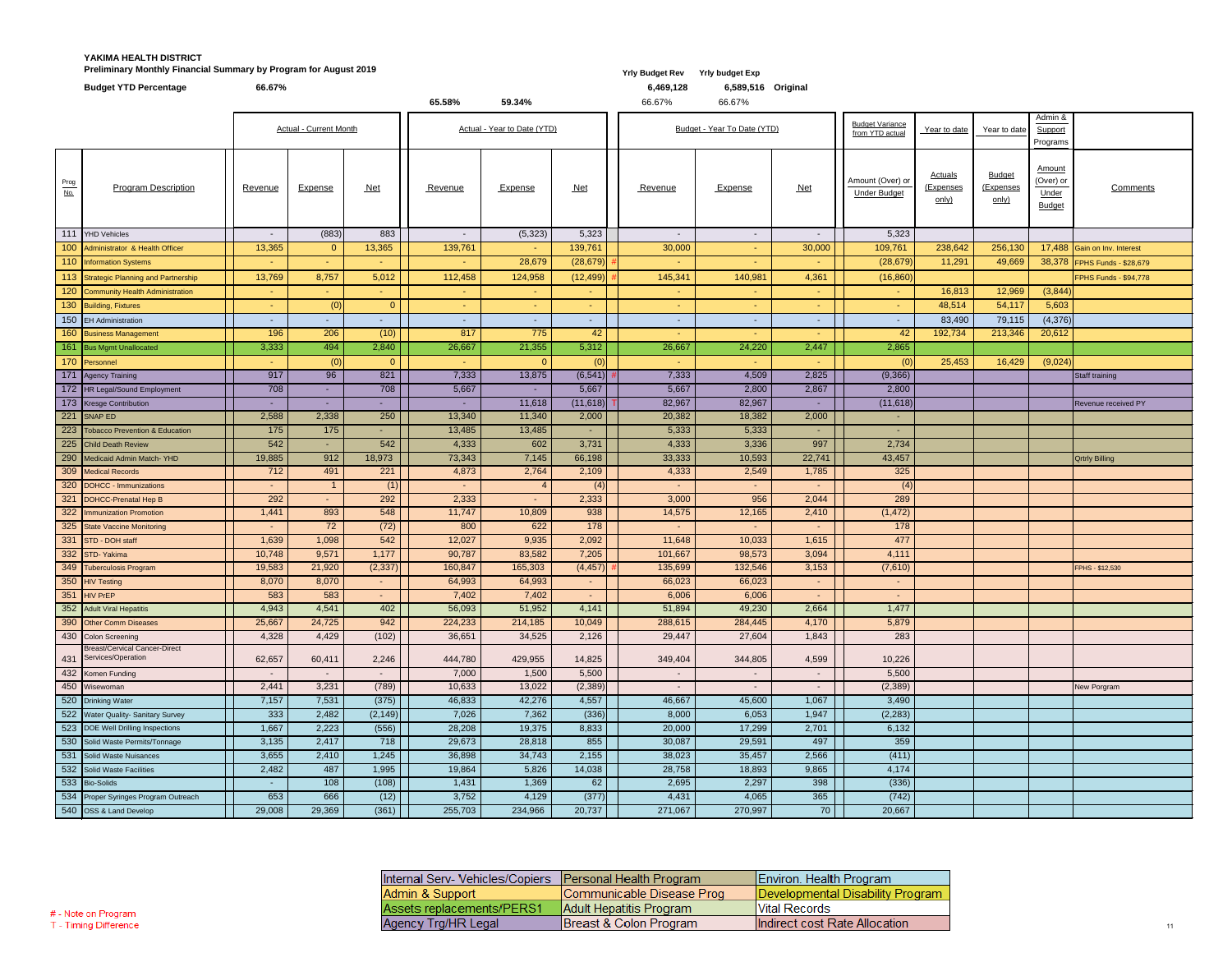**YAKIMA HEALTH DISTRICT**
**Preliminary Monthly Financial Summary by Program for August 2019**

**Budget YTD Percentage** 66.67%

| | Yrly Budget Rev | Yrly budget Exp | |
|---|---|---|---|
| | 6,469,128 | 6,589,516 | Original |
| 65.58% / 59.34% | 66.67% | 66.67% | |

| Prog No. | Program Description | Actual - Current Month Revenue | Actual - Current Month Expense | Actual - Current Month Net | Actual - YTD Revenue | Actual - YTD Expense | Actual - YTD Net | Note | Budget - YTD Revenue | Budget - YTD Expense | Budget - YTD Net | Budget Variance from YTD actual: Amount (Over) or Under Budget | Year to date Actuals (Expenses only) | Year to date Budget (Expenses only) | Admin & Support Programs Amount (Over) or Under Budget | Comments |
|---|---|---|---|---|---|---|---|---|---|---|---|---|---|---|---|---|
| 111 | YHD Vehicles | - | (883) | 883 | - | (5,323) | 5,323 | | - | - | - | 5,323 | | | | |
| 100 | Administrator & Health Officer | 13,365 | 0 | 13,365 | 139,761 | - | 139,761 | | 30,000 | - | 30,000 | 109,761 | 238,642 | 256,130 | 17,488 | Gain on Inv. Interest |
| 110 | Information Systems | - | - | - | - | 28,679 | (28,679) | # | - | - | - | (28,679) | 11,291 | 49,669 | 38,378 | FPHS Funds - $28,679 |
| 113 | Strategic Planning and Partnership | 13,769 | 8,757 | 5,012 | 112,458 | 124,958 | (12,499) | # | 145,341 | 140,981 | 4,361 | (16,860) | | | | FPHS Funds - $94,778 |
| 120 | Community Health Administration | - | - | - | - | - | - | | - | - | - | - | 16,813 | 12,969 | (3,844) | |
| 130 | Building, Fixtures | - | (0) | 0 | - | - | - | | - | - | - | - | 48,514 | 54,117 | 5,603 | |
| 150 | EH Administration | - | - | - | - | - | - | | - | - | - | - | 83,490 | 79,115 | (4,376) | |
| 160 | Business Management | 196 | 206 | (10) | 817 | 775 | 42 | | - | - | - | 42 | 192,734 | 213,346 | 20,612 | |
| 161 | Bus Mgmt Unallocated | 3,333 | 494 | 2,840 | 26,667 | 21,355 | 5,312 | | 26,667 | 24,220 | 2,447 | 2,865 | | | | |
| 170 | Personnel | - | (0) | 0 | - | 0 | (0) | | - | - | - | (0) | 25,453 | 16,429 | (9,024) | |
| 171 | Agency Training | 917 | 96 | 821 | 7,333 | 13,875 | (6,541) | # | 7,333 | 4,509 | 2,825 | (9,366) | | | | Staff training |
| 172 | HR Legal/Sound Employment | 708 | - | 708 | 5,667 | - | 5,667 | | 5,667 | 2,800 | 2,867 | 2,800 | | | | |
| 173 | Kresge Contribution | - | - | - | - | 11,618 | (11,618) | T | 82,967 | 82,967 | - | (11,618) | | | | Revenue received PY |
| 221 | SNAP ED | 2,588 | 2,338 | 250 | 13,340 | 11,340 | 2,000 | | 20,382 | 18,382 | 2,000 | - | | | | |
| 223 | Tobacco Prevention & Education | 175 | 175 | - | 13,485 | 13,485 | - | | 5,333 | 5,333 | - | - | | | | |
| 225 | Child Death Review | 542 | - | 542 | 4,333 | 602 | 3,731 | | 4,333 | 3,336 | 997 | 2,734 | | | | |
| 290 | Medicaid Admin Match- YHD | 19,885 | 912 | 18,973 | 73,343 | 7,145 | 66,198 | | 33,333 | 10,593 | 22,741 | 43,457 | | | | Qrtrly Billing |
| 309 | Medical Records | 712 | 491 | 221 | 4,873 | 2,764 | 2,109 | | 4,333 | 2,549 | 1,785 | 325 | | | | |
| 320 | DOHCC - Immunizations | - | 1 | (1) | - | 4 | (4) | | - | - | - | (4) | | | | |
| 321 | DOHCC-Prenatal Hep B | 292 | - | 292 | 2,333 | - | 2,333 | | 3,000 | 956 | 2,044 | 289 | | | | |
| 322 | Immunization Promotion | 1,441 | 893 | 548 | 11,747 | 10,809 | 938 | | 14,575 | 12,165 | 2,410 | (1,472) | | | | |
| 325 | State Vaccine Monitoring | - | 72 | (72) | 800 | 622 | 178 | | - | - | - | 178 | | | | |
| 331 | STD - DOH staff | 1,639 | 1,098 | 542 | 12,027 | 9,935 | 2,092 | | 11,648 | 10,033 | 1,615 | 477 | | | | |
| 332 | STD- Yakima | 10,748 | 9,571 | 1,177 | 90,787 | 83,582 | 7,205 | | 101,667 | 98,573 | 3,094 | 4,111 | | | | |
| 349 | Tuberculosis Program | 19,583 | 21,920 | (2,337) | 160,847 | 165,303 | (4,457) | # | 135,699 | 132,546 | 3,153 | (7,610) | | | | FPHS - $12,530 |
| 350 | HIV Testing | 8,070 | 8,070 | - | 64,993 | 64,993 | - | | 66,023 | 66,023 | - | - | | | | |
| 351 | HIV PrEP | 583 | 583 | - | 7,402 | 7,402 | - | | 6,006 | 6,006 | - | - | | | | |
| 352 | Adult Viral Hepatitis | 4,943 | 4,541 | 402 | 56,093 | 51,952 | 4,141 | | 51,894 | 49,230 | 2,664 | 1,477 | | | | |
| 390 | Other Comm Diseases | 25,667 | 24,725 | 942 | 224,233 | 214,185 | 10,049 | | 288,615 | 284,445 | 4,170 | 5,879 | | | | |
| 430 | Colon Screening | 4,328 | 4,429 | (102) | 36,651 | 34,525 | 2,126 | | 29,447 | 27,604 | 1,843 | 283 | | | | |
| 431 | Breast/Cervical Cancer-Direct Services/Operation | 62,657 | 60,411 | 2,246 | 444,780 | 429,955 | 14,825 | | 349,404 | 344,805 | 4,599 | 10,226 | | | | |
| 432 | Komen Funding | - | - | - | 7,000 | 1,500 | 5,500 | | - | - | - | 5,500 | | | | |
| 450 | Wisewoman | 2,441 | 3,231 | (789) | 10,633 | 13,022 | (2,389) | | - | - | - | (2,389) | | | | New Porgram |
| 520 | Drinking Water | 7,157 | 7,531 | (375) | 46,833 | 42,276 | 4,557 | | 46,667 | 45,600 | 1,067 | 3,490 | | | | |
| 522 | Water Quality- Sanitary Survey | 333 | 2,482 | (2,149) | 7,026 | 7,362 | (336) | | 8,000 | 6,053 | 1,947 | (2,283) | | | | |
| 523 | DOE Well Drilling Inspections | 1,667 | 2,223 | (556) | 28,208 | 19,375 | 8,833 | | 20,000 | 17,299 | 2,701 | 6,132 | | | | |
| 530 | Solid Waste Permits/Tonnage | 3,135 | 2,417 | 718 | 29,673 | 28,818 | 855 | | 30,087 | 29,591 | 497 | 359 | | | | |
| 531 | Solid Waste Nuisances | 3,655 | 2,410 | 1,245 | 36,898 | 34,743 | 2,155 | | 38,023 | 35,457 | 2,566 | (411) | | | | |
| 532 | Solid Waste Facilities | 2,482 | 487 | 1,995 | 19,864 | 5,826 | 14,038 | | 28,758 | 18,893 | 9,865 | 4,174 | | | | |
| 533 | Bio-Solids | - | 108 | (108) | 1,431 | 1,369 | 62 | | 2,695 | 2,297 | 398 | (336) | | | | |
| 534 | Proper Syringes Program Outreach | 653 | 666 | (12) | 3,752 | 4,129 | (377) | | 4,431 | 4,065 | 365 | (742) | | | | |
| 540 | OSS & Land Develop | 29,008 | 29,369 | (361) | 255,703 | 234,966 | 20,737 | | 271,067 | 270,997 | 70 | 20,667 | | | | |

| | | |
|---|---|---|
| Internal Serv- Vehicles/Copiers | Personal Health Program | Environ. Health Program |
| Admin & Support | Communicable Disease Prog | Developmental Disability Program |
| Assets replacements/PERS1 | Adult Hepatitis Program | Vital Records |
| Agency Trg/HR Legal | Breast & Colon Program | Indirect cost Rate Allocation |

# - Note on Program
T - Timing Difference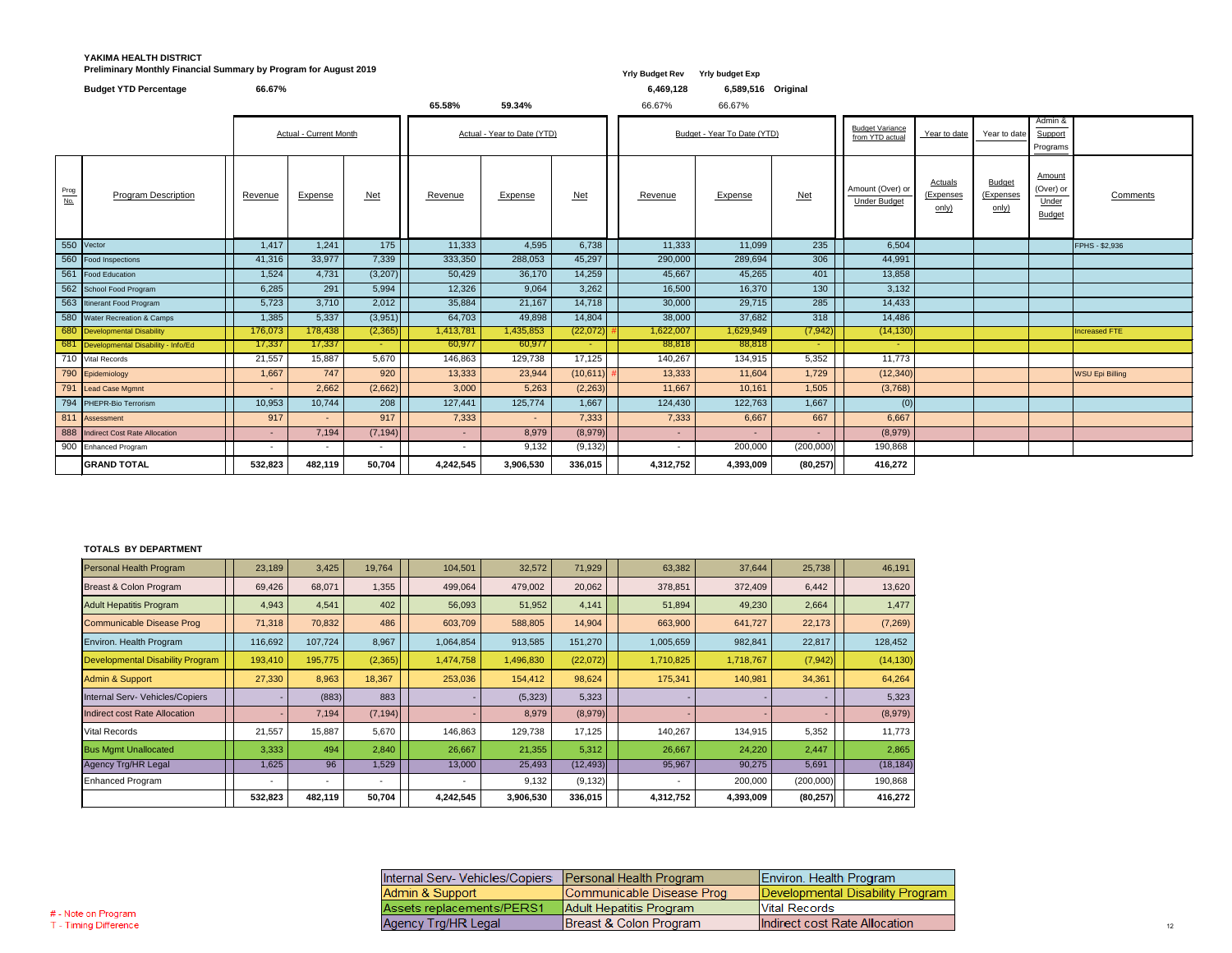**YAKIMA HEALTH DISTRICT**

**Preliminary Monthly Financial Summary by Program for August 2019**

| | | Yrly Budget Rev | Yrly budget Exp | |
|---|---|---|---|---|
| **Budget YTD Percentage** | **66.67%** | **6,469,128** | **6,589,516** | **Original** |
| | | 66.67% | 66.67% | |

YTD Revenue % of budget: **65.58%** — YTD Expense % of budget: **59.34%**

| Prog No. | Program Description | Actual - Current Month Revenue | Actual - Current Month Expense | Actual - Current Month Net | Actual - YTD Revenue | Actual - YTD Expense | Actual - YTD Net | Budget - YTD Revenue | Budget - YTD Expense | Budget - YTD Net | Budget Variance from YTD actual: Amount (Over) or Under Budget | Year to date Actuals (Expenses only) | Year to date Budget (Expenses only) | Admin & Support Programs: Amount (Over) or Under Budget | Comments |
|---|---|---|---|---|---|---|---|---|---|---|---|---|---|---|---|
| 550 | Vector | 1,417 | 1,241 | 175 | 11,333 | 4,595 | 6,738 | 11,333 | 11,099 | 235 | 6,504 | | | | FPHS - $2,936 |
| 560 | Food Inspections | 41,316 | 33,977 | 7,339 | 333,350 | 288,053 | 45,297 | 290,000 | 289,694 | 306 | 44,991 | | | | |
| 561 | Food Education | 1,524 | 4,731 | (3,207) | 50,429 | 36,170 | 14,259 | 45,667 | 45,265 | 401 | 13,858 | | | | |
| 562 | School Food Program | 6,285 | 291 | 5,994 | 12,326 | 9,064 | 3,262 | 16,500 | 16,370 | 130 | 3,132 | | | | |
| 563 | Itinerant Food Program | 5,723 | 3,710 | 2,012 | 35,884 | 21,167 | 14,718 | 30,000 | 29,715 | 285 | 14,433 | | | | |
| 580 | Water Recreation & Camps | 1,385 | 5,337 | (3,951) | 64,703 | 49,898 | 14,804 | 38,000 | 37,682 | 318 | 14,486 | | | | |
| 680 | Developmental Disability | 176,073 | 178,438 | (2,365) | 1,413,781 | 1,435,853 | (22,072) # | 1,622,007 | 1,629,949 | (7,942) | (14,130) | | | | Increased FTE |
| 681 | Developmental Disability - Info/Ed | 17,337 | 17,337 | - | 60,977 | 60,977 | - | 88,818 | 88,818 | - | - | | | | |
| 710 | Vital Records | 21,557 | 15,887 | 5,670 | 146,863 | 129,738 | 17,125 | 140,267 | 134,915 | 5,352 | 11,773 | | | | |
| 790 | Epidemiology | 1,667 | 747 | 920 | 13,333 | 23,944 | (10,611) # | 13,333 | 11,604 | 1,729 | (12,340) | | | | WSU Epi Billing |
| 791 | Lead Case Mgmnt | - | 2,662 | (2,662) | 3,000 | 5,263 | (2,263) | 11,667 | 10,161 | 1,505 | (3,768) | | | | |
| 794 | PHEPR-Bio Terrorism | 10,953 | 10,744 | 208 | 127,441 | 125,774 | 1,667 | 124,430 | 122,763 | 1,667 | (0) | | | | |
| 811 | Assessment | 917 | - | 917 | 7,333 | - | 7,333 | 7,333 | 6,667 | 667 | 6,667 | | | | |
| 888 | Indirect Cost Rate Allocation | - | 7,194 | (7,194) | - | 8,979 | (8,979) | - | - | - | (8,979) | | | | |
| 900 | Enhanced Program | - | - | - | - | 9,132 | (9,132) | - | 200,000 | (200,000) | 190,868 | | | | |
| | **GRAND TOTAL** | **532,823** | **482,119** | **50,704** | **4,242,545** | **3,906,530** | **336,015** | **4,312,752** | **4,393,009** | **(80,257)** | **416,272** | | | | |

**TOTALS BY DEPARTMENT**

| Department | Actual - Current Month Revenue | Actual - Current Month Expense | Actual - Current Month Net | Actual - YTD Revenue | Actual - YTD Expense | Actual - YTD Net | Budget - YTD Revenue | Budget - YTD Expense | Budget - YTD Net | Budget Variance Amount (Over) or Under Budget |
|---|---|---|---|---|---|---|---|---|---|---|
| Personal Health Program | 23,189 | 3,425 | 19,764 | 104,501 | 32,572 | 71,929 | 63,382 | 37,644 | 25,738 | 46,191 |
| Breast & Colon Program | 69,426 | 68,071 | 1,355 | 499,064 | 479,002 | 20,062 | 378,851 | 372,409 | 6,442 | 13,620 |
| Adult Hepatitis Program | 4,943 | 4,541 | 402 | 56,093 | 51,952 | 4,141 | 51,894 | 49,230 | 2,664 | 1,477 |
| Communicable Disease Prog | 71,318 | 70,832 | 486 | 603,709 | 588,805 | 14,904 | 663,900 | 641,727 | 22,173 | (7,269) |
| Environ. Health Program | 116,692 | 107,724 | 8,967 | 1,064,854 | 913,585 | 151,270 | 1,005,659 | 982,841 | 22,817 | 128,452 |
| Developmental Disability Program | 193,410 | 195,775 | (2,365) | 1,474,758 | 1,496,830 | (22,072) | 1,710,825 | 1,718,767 | (7,942) | (14,130) |
| Admin & Support | 27,330 | 8,963 | 18,367 | 253,036 | 154,412 | 98,624 | 175,341 | 140,981 | 34,361 | 64,264 |
| Internal Serv- Vehicles/Copiers | - | (883) | 883 | - | (5,323) | 5,323 | - | - | - | 5,323 |
| Indirect cost Rate Allocation | - | 7,194 | (7,194) | - | 8,979 | (8,979) | - | - | - | (8,979) |
| Vital Records | 21,557 | 15,887 | 5,670 | 146,863 | 129,738 | 17,125 | 140,267 | 134,915 | 5,352 | 11,773 |
| Bus Mgmt Unallocated | 3,333 | 494 | 2,840 | 26,667 | 21,355 | 5,312 | 26,667 | 24,220 | 2,447 | 2,865 |
| Agency Trg/HR Legal | 1,625 | 96 | 1,529 | 13,000 | 25,493 | (12,493) | 95,967 | 90,275 | 5,691 | (18,184) |
| Enhanced Program | - | - | - | - | 9,132 | (9,132) | - | 200,000 | (200,000) | 190,868 |
| | **532,823** | **482,119** | **50,704** | **4,242,545** | **3,906,530** | **336,015** | **4,312,752** | **4,393,009** | **(80,257)** | **416,272** |

| | | |
|---|---|---|
| Internal Serv- Vehicles/Copiers | Personal Health Program | Environ. Health Program |
| Admin & Support | Communicable Disease Prog | Developmental Disability Program |
| Assets replacements/PERS1 | Adult Hepatitis Program | Vital Records |
| Agency Trg/HR Legal | Breast & Colon Program | Indirect cost Rate Allocation |

# - Note on Program

T - Timing Difference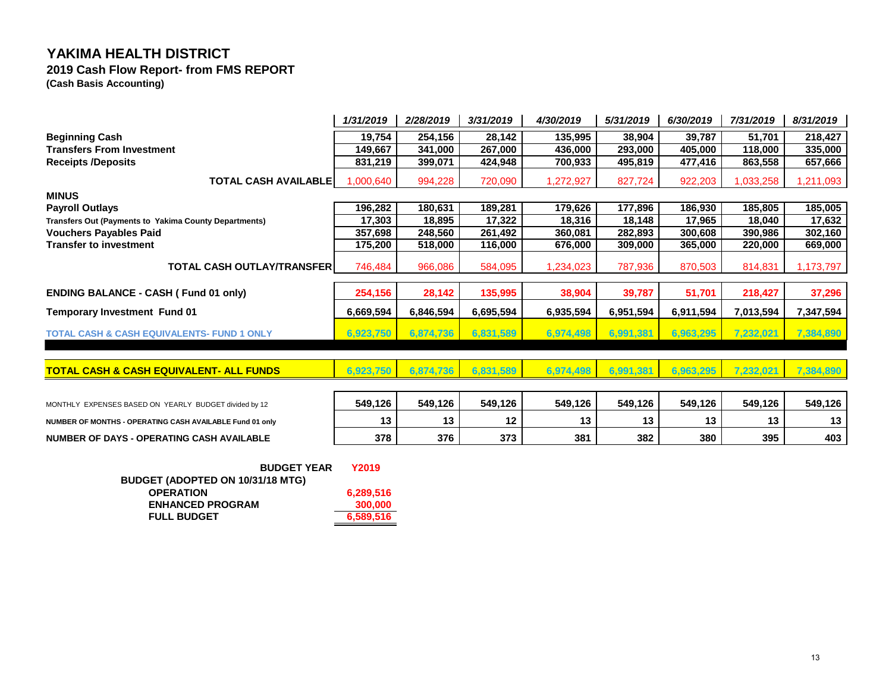# YAKIMA HEALTH DISTRICT

## 2019 Cash Flow Report- from FMS REPORT

**(Cash Basis Accounting)**

| | 1/31/2019 | 2/28/2019 | 3/31/2019 | 4/30/2019 | 5/31/2019 | 6/30/2019 | 7/31/2019 | 8/31/2019 |
|---|---|---|---|---|---|---|---|---|
| **Beginning Cash** | 19,754 | 254,156 | 28,142 | 135,995 | 38,904 | 39,787 | 51,701 | 218,427 |
| **Transfers From Investment** | 149,667 | 341,000 | 267,000 | 436,000 | 293,000 | 405,000 | 118,000 | 335,000 |
| **Receipts /Deposits** | 831,219 | 399,071 | 424,948 | 700,933 | 495,819 | 477,416 | 863,558 | 657,666 |
| **TOTAL CASH AVAILABLE** | 1,000,640 | 994,228 | 720,090 | 1,272,927 | 827,724 | 922,203 | 1,033,258 | 1,211,093 |
| **MINUS** | | | | | | | | |
| **Payroll Outlays** | 196,282 | 180,631 | 189,281 | 179,626 | 177,896 | 186,930 | 185,805 | 185,005 |
| **Transfers Out (Payments to Yakima County Departments)** | 17,303 | 18,895 | 17,322 | 18,316 | 18,148 | 17,965 | 18,040 | 17,632 |
| **Vouchers Payables Paid** | 357,698 | 248,560 | 261,492 | 360,081 | 282,893 | 300,608 | 390,986 | 302,160 |
| **Transfer to investment** | 175,200 | 518,000 | 116,000 | 676,000 | 309,000 | 365,000 | 220,000 | 669,000 |
| **TOTAL CASH OUTLAY/TRANSFER** | 746,484 | 966,086 | 584,095 | 1,234,023 | 787,936 | 870,503 | 814,831 | 1,173,797 |
| **ENDING BALANCE - CASH ( Fund 01 only)** | 254,156 | 28,142 | 135,995 | 38,904 | 39,787 | 51,701 | 218,427 | 37,296 |
| **Temporary Investment Fund 01** | 6,669,594 | 6,846,594 | 6,695,594 | 6,935,594 | 6,951,594 | 6,911,594 | 7,013,594 | 7,347,594 |
| **TOTAL CASH & CASH EQUIVALENTS- FUND 1 ONLY** | 6,923,750 | 6,874,736 | 6,831,589 | 6,974,498 | 6,991,381 | 6,963,295 | 7,232,021 | 7,384,890 |
| **TOTAL CASH & CASH EQUIVALENT- ALL FUNDS** | 6,923,750 | 6,874,736 | 6,831,589 | 6,974,498 | 6,991,381 | 6,963,295 | 7,232,021 | 7,384,890 |
| MONTHLY EXPENSES BASED ON YEARLY BUDGET divided by 12 | 549,126 | 549,126 | 549,126 | 549,126 | 549,126 | 549,126 | 549,126 | 549,126 |
| **NUMBER OF MONTHS - OPERATING CASH AVAILABLE Fund 01 only** | 13 | 13 | 12 | 13 | 13 | 13 | 13 | 13 |
| **NUMBER OF DAYS - OPERATING CASH AVAILABLE** | 378 | 376 | 373 | 381 | 382 | 380 | 395 | 403 |

| | |
|---|---|
| **BUDGET YEAR** | **Y2019** |
| **BUDGET (ADOPTED ON 10/31/18 MTG)** | |
| **OPERATION** | 6,289,516 |
| **ENHANCED PROGRAM** | 300,000 |
| **FULL BUDGET** | 6,589,516 |